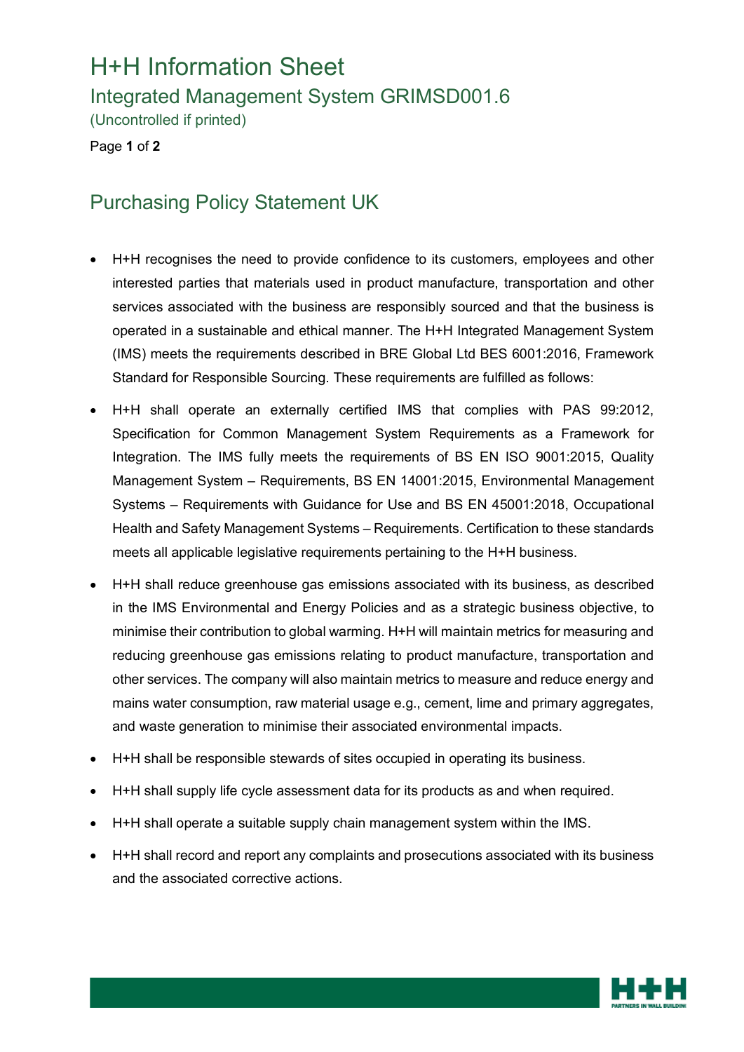# H+H Information Sheet

## Integrated Management System GRIMSD001.6

(Uncontrolled if printed)

## Purchasing Policy Statement UK

- H+H recognises the need to provide confidence to its customers, employees and other interested parties that materials used in product manufacture, transportation and other services associated with the business are responsibly sourced and that the business is operated in a sustainable and ethical manner. The H+H Integrated Management System (IMS) meets the requirements described in BRE Global Ltd BES 6001:2016, Framework Standard for Responsible Sourcing. These requirements are fulfilled as follows:
- H+H shall operate an externally certified IMS that complies with PAS 99:2012, Specification for Common Management System Requirements as a Framework for Integration. The IMS fully meets the requirements of BS EN ISO 9001:2015, Quality Management System – Requirements, BS EN 14001:2015, Environmental Management Systems – Requirements with Guidance for Use and BS EN 45001:2018, Occupational Health and Safety Management Systems – Requirements. Certification to these standards meets all applicable legislative requirements pertaining to the H+H business.
- H+H shall reduce greenhouse gas emissions associated with its business, as described in the IMS Environmental and Energy Policies and as a strategic business objective, to minimise their contribution to global warming. H+H will maintain metrics for measuring and reducing greenhouse gas emissions relating to product manufacture, transportation and other services. The company will also maintain metrics to measure and reduce energy and mains water consumption, raw material usage e.g., cement, lime and primary aggregates, and waste generation to minimise their associated environmental impacts.
- H+H shall be responsible stewards of sites occupied in operating its business.
- H+H shall supply life cycle assessment data for its products as and when required.
- H+H shall operate a suitable supply chain management system within the IMS.
- H+H shall record and report any complaints and prosecutions associated with its business and the associated corrective actions.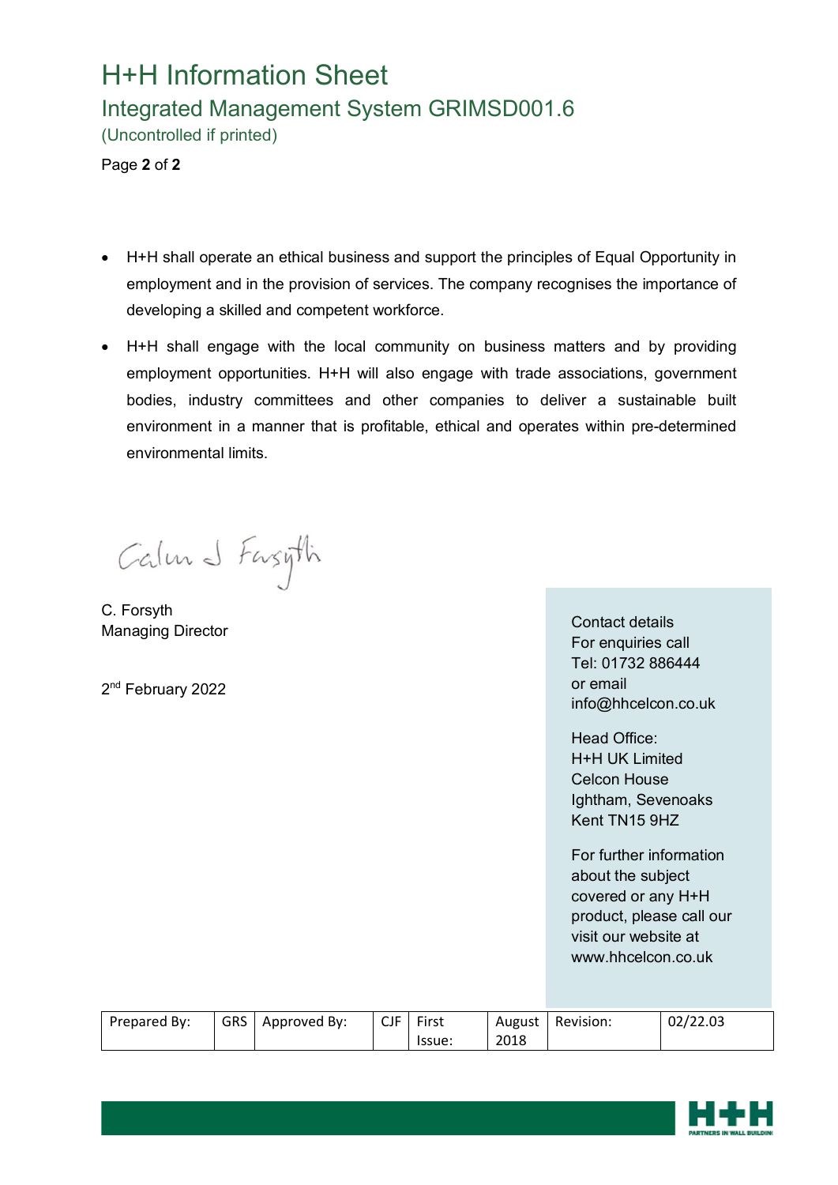- H+H shall operate an ethical business and support the principles of Equal Opportunity in employment and in the provision of services. The company recognises the importance of developing a skilled and competent workforce.
- H+H shall engage with the local community on business matters and by providing employment opportunities. H+H will also engage with trade associations, government bodies, industry committees and other companies to deliver a sustainable built environment in a manner that is profitable, ethical and operates within pre-determined environmental limits.

C. Forsyth
Managing Director

2nd February 2022

Contact details
For enquiries call
Tel: 01732 886444
or email
info@hhcelcon.co.uk

Head Office:
H+H UK Limited
Celcon House
Ightham, Sevenoaks
Kent TN15 9HZ

For further information about the subject covered or any H+H product, please call our visit our website at
www.hhcelcon.co.uk

| | | | | | | | |
|---|---|---|---|---|---|---|---|
| Prepared By: | GRS | Approved By: | CJF | First Issue: | August 2018 | Revision: | 02/22.03 |